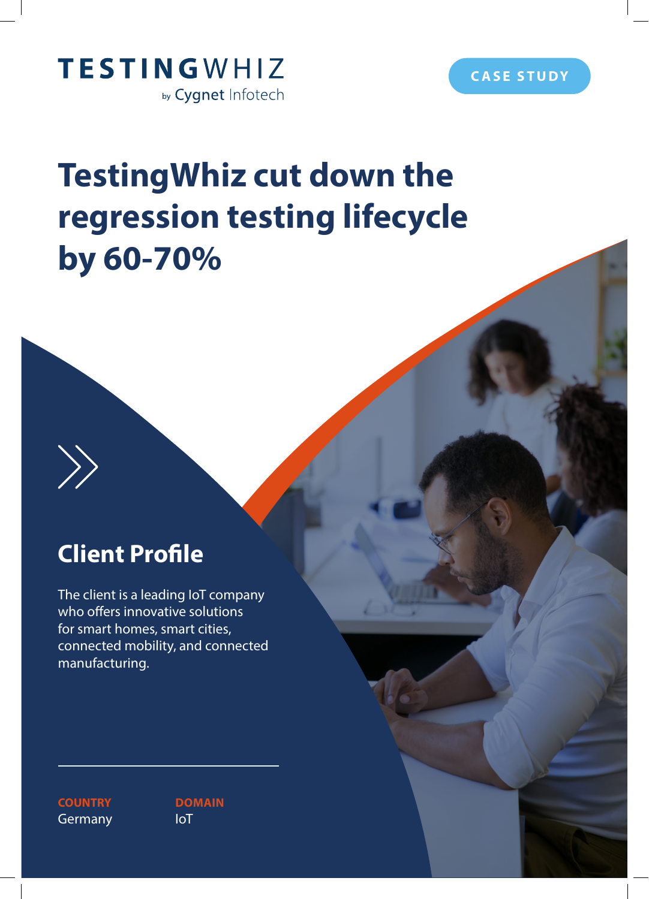TESTINGWHIZ
by Cygnet Infotech

CASE STUDY

# TestingWhiz cut down the regression testing lifecycle by 60-70%

## Client Profile

The client is a leading IoT company who offers innovative solutions for smart homes, smart cities, connected mobility, and connected manufacturing.

**COUNTRY**
Germany

**DOMAIN**
IoT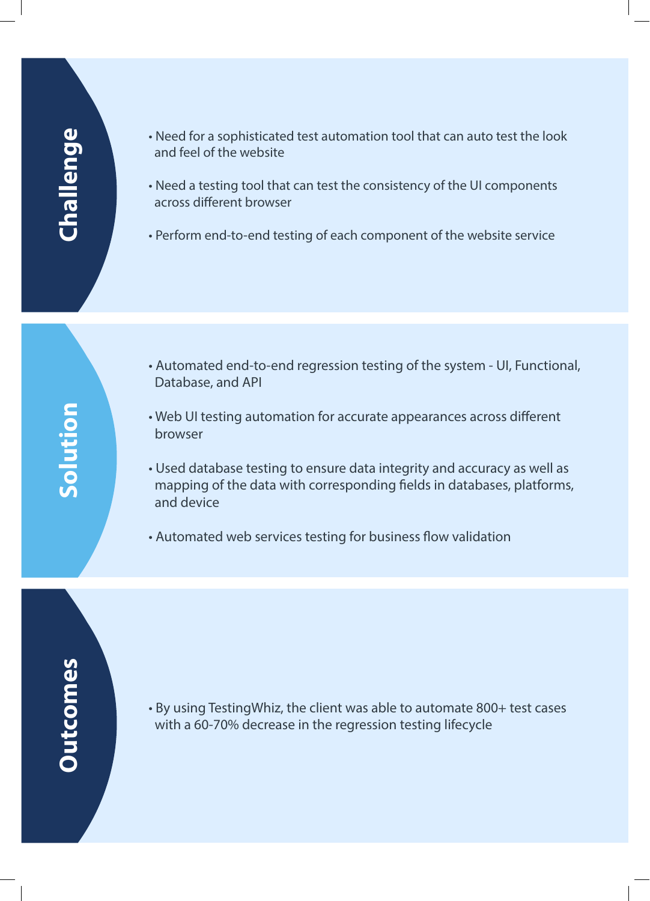## Challenge

- Need for a sophisticated test automation tool that can auto test the look and feel of the website
- Need a testing tool that can test the consistency of the UI components across different browser
- Perform end-to-end testing of each component of the website service

## Solution

- Automated end-to-end regression testing of the system - UI, Functional, Database, and API
- Web UI testing automation for accurate appearances across different browser
- Used database testing to ensure data integrity and accuracy as well as mapping of the data with corresponding fields in databases, platforms, and device
- Automated web services testing for business flow validation

## Outcomes

- By using TestingWhiz, the client was able to automate 800+ test cases with a 60-70% decrease in the regression testing lifecycle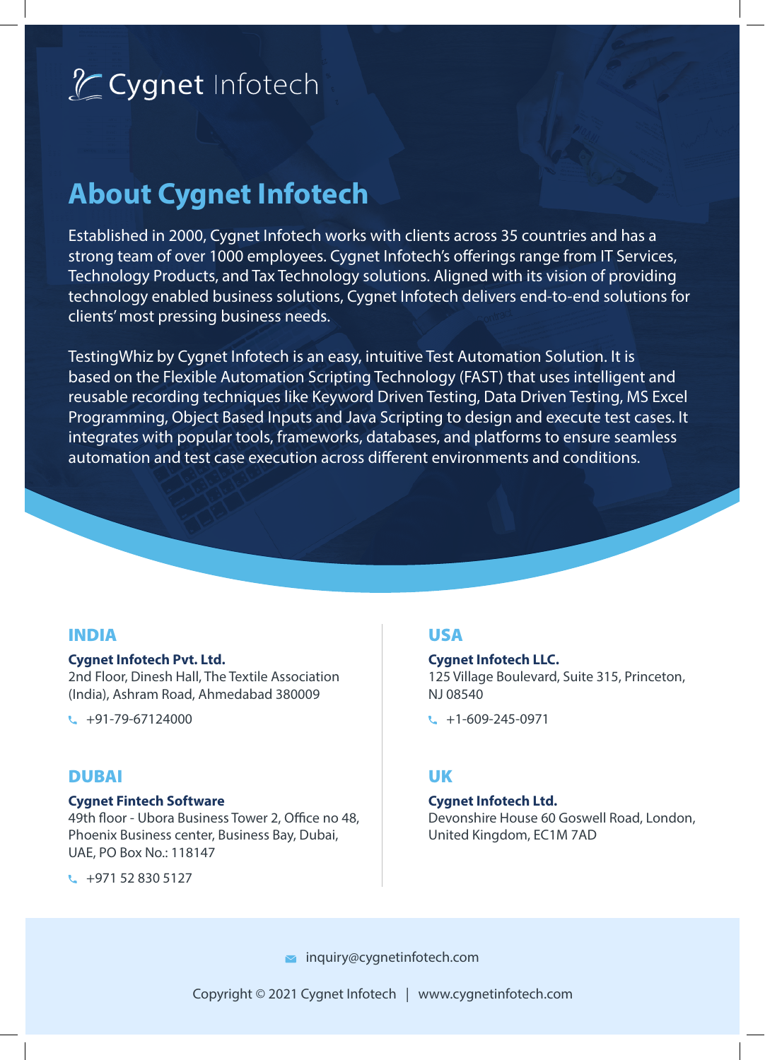Cygnet Infotech

## About Cygnet Infotech

Established in 2000, Cygnet Infotech works with clients across 35 countries and has a strong team of over 1000 employees. Cygnet Infotech's offerings range from IT Services, Technology Products, and Tax Technology solutions. Aligned with its vision of providing technology enabled business solutions, Cygnet Infotech delivers end-to-end solutions for clients' most pressing business needs.

TestingWhiz by Cygnet Infotech is an easy, intuitive Test Automation Solution. It is based on the Flexible Automation Scripting Technology (FAST) that uses intelligent and reusable recording techniques like Keyword Driven Testing, Data Driven Testing, MS Excel Programming, Object Based Inputs and Java Scripting to design and execute test cases. It integrates with popular tools, frameworks, databases, and platforms to ensure seamless automation and test case execution across different environments and conditions.

### INDIA

**Cygnet Infotech Pvt. Ltd.**
2nd Floor, Dinesh Hall, The Textile Association (India), Ashram Road, Ahmedabad 380009

+91-79-67124000

### DUBAI

**Cygnet Fintech Software**
49th floor - Ubora Business Tower 2, Office no 48, Phoenix Business center, Business Bay, Dubai, UAE, PO Box No.: 118147

+971 52 830 5127

### USA

**Cygnet Infotech LLC.**
125 Village Boulevard, Suite 315, Princeton, NJ 08540

+1-609-245-0971

### UK

**Cygnet Infotech Ltd.**
Devonshire House 60 Goswell Road, London, United Kingdom, EC1M 7AD

inquiry@cygnetinfotech.com

Copyright © 2021 Cygnet Infotech | www.cygnetinfotech.com